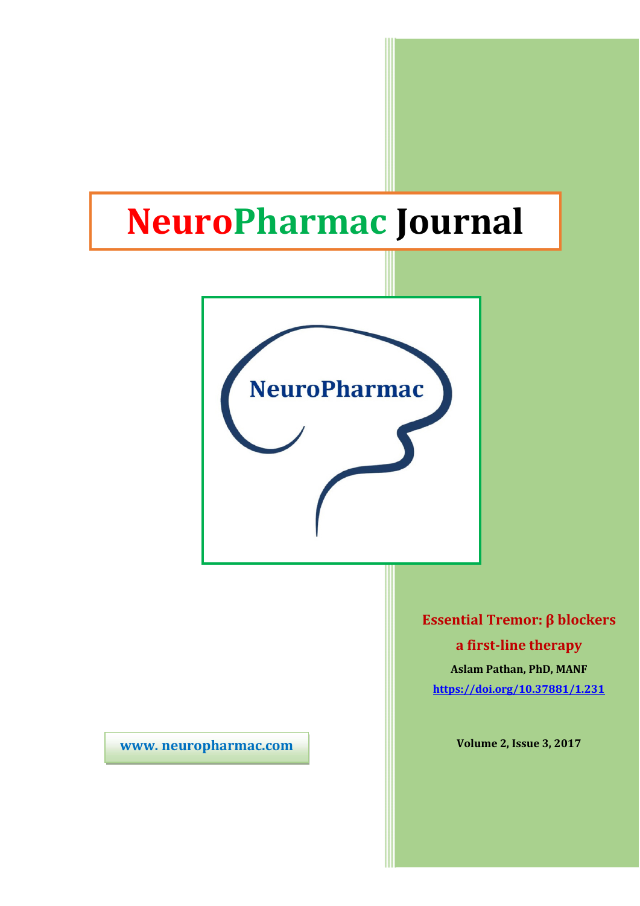# NeuroPharmac Journal

NeuroPharmac

**Essential Tremor: β blockers a first-line therapy**

**Aslam Pathan, PhD, MANF**

https://doi.org/10.37881/1.231

**Volume 2, Issue 3, 2017**

**www. neuropharmac.com**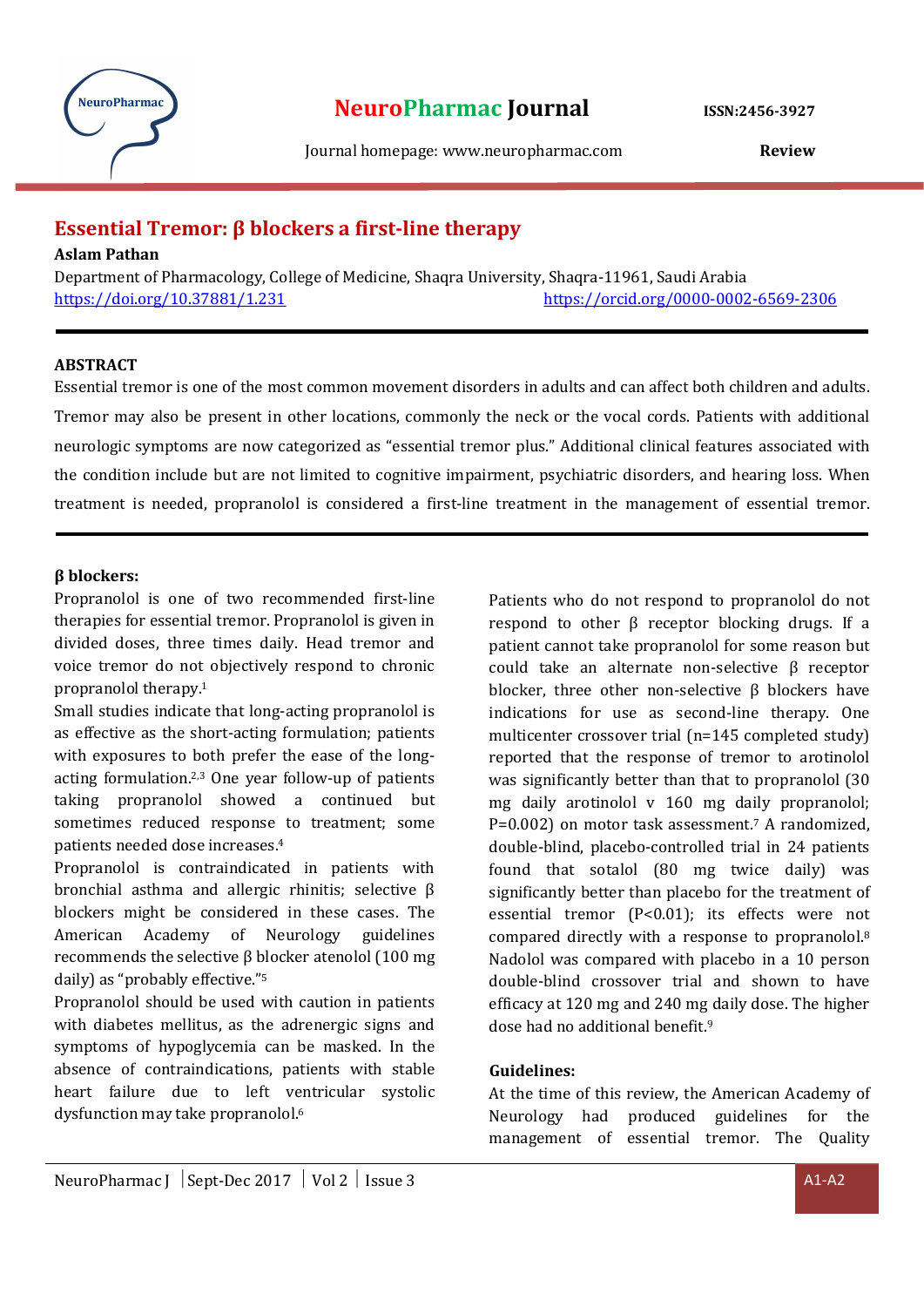# Essential Tremor: β blockers a first-line therapy

**Aslam Pathan**

Department of Pharmacology, College of Medicine, Shaqra University, Shaqra-11961, Saudi Arabia

https://doi.org/10.37881/1.231 https://orcid.org/0000-0002-6569-2306

## ABSTRACT

Essential tremor is one of the most common movement disorders in adults and can affect both children and adults. Tremor may also be present in other locations, commonly the neck or the vocal cords. Patients with additional neurologic symptoms are now categorized as "essential tremor plus." Additional clinical features associated with the condition include but are not limited to cognitive impairment, psychiatric disorders, and hearing loss. When treatment is needed, propranolol is considered a first-line treatment in the management of essential tremor.

## β blockers:

Propranolol is one of two recommended first-line therapies for essential tremor. Propranolol is given in divided doses, three times daily. Head tremor and voice tremor do not objectively respond to chronic propranolol therapy.[1]

Small studies indicate that long-acting propranolol is as effective as the short-acting formulation; patients with exposures to both prefer the ease of the long-acting formulation.[2,3] One year follow-up of patients taking propranolol showed a continued but sometimes reduced response to treatment; some patients needed dose increases.[4]

Propranolol is contraindicated in patients with bronchial asthma and allergic rhinitis; selective β blockers might be considered in these cases. The American Academy of Neurology guidelines recommends the selective β blocker atenolol (100 mg daily) as "probably effective."[5]

Propranolol should be used with caution in patients with diabetes mellitus, as the adrenergic signs and symptoms of hypoglycemia can be masked. In the absence of contraindications, patients with stable heart failure due to left ventricular systolic dysfunction may take propranolol.[6]

Patients who do not respond to propranolol do not respond to other β receptor blocking drugs. If a patient cannot take propranolol for some reason but could take an alternate non-selective β receptor blocker, three other non-selective β blockers have indications for use as second-line therapy. One multicenter crossover trial (n=145 completed study) reported that the response of tremor to arotinolol was significantly better than that to propranolol (30 mg daily arotinolol v 160 mg daily propranolol; P=0.002) on motor task assessment.[7] A randomized, double-blind, placebo-controlled trial in 24 patients found that sotalol (80 mg twice daily) was significantly better than placebo for the treatment of essential tremor (P<0.01); its effects were not compared directly with a response to propranolol.[8] Nadolol was compared with placebo in a 10 person double-blind crossover trial and shown to have efficacy at 120 mg and 240 mg daily dose. The higher dose had no additional benefit.[9]

## Guidelines:

At the time of this review, the American Academy of Neurology had produced guidelines for the management of essential tremor. The Quality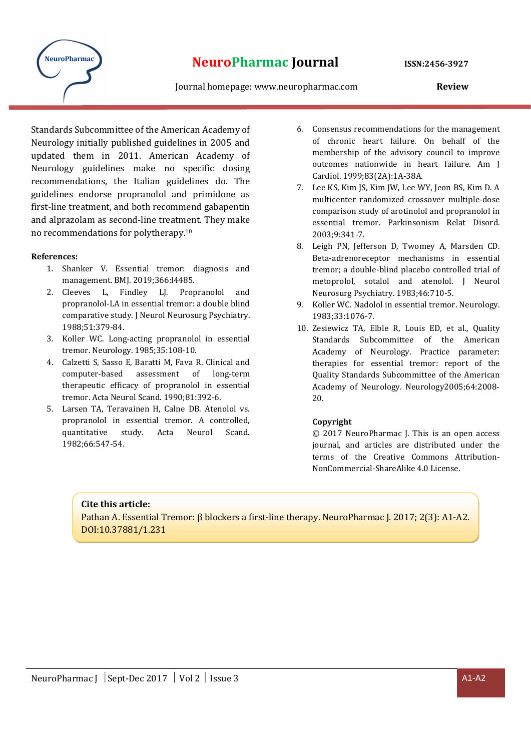Standards Subcommittee of the American Academy of Neurology initially published guidelines in 2005 and updated them in 2011. American Academy of Neurology guidelines make no specific dosing recommendations, the Italian guidelines do. The guidelines endorse propranolol and primidone as first-line treatment, and both recommend gabapentin and alprazolam as second-line treatment. They make no recommendations for polytherapy.[10]

**References:**

1. Shanker V. Essential tremor: diagnosis and management. BMJ. 2019;366:l4485.
2. Cleeves L, Findley LJ. Propranolol and propranolol-LA in essential tremor: a double blind comparative study. J Neurol Neurosurg Psychiatry. 1988;51:379-84.
3. Koller WC. Long-acting propranolol in essential tremor. Neurology. 1985;35:108-10.
4. Calzetti S, Sasso E, Baratti M, Fava R. Clinical and computer-based assessment of long-term therapeutic efficacy of propranolol in essential tremor. Acta Neurol Scand. 1990;81:392-6.
5. Larsen TA, Teravainen H, Calne DB. Atenolol vs. propranolol in essential tremor. A controlled, quantitative study. Acta Neurol Scand. 1982;66:547-54.
6. Consensus recommendations for the management of chronic heart failure. On behalf of the membership of the advisory council to improve outcomes nationwide in heart failure. Am J Cardiol. 1999;83(2A):1A-38A.
7. Lee KS, Kim JS, Kim JW, Lee WY, Jeon BS, Kim D. A multicenter randomized crossover multiple-dose comparison study of arotinolol and propranolol in essential tremor. Parkinsonism Relat Disord. 2003;9:341-7.
8. Leigh PN, Jefferson D, Twomey A, Marsden CD. Beta-adrenoreceptor mechanisms in essential tremor; a double-blind placebo controlled trial of metoprolol, sotalol and atenolol. J Neurol Neurosurg Psychiatry. 1983;46:710-5.
9. Koller WC. Nadolol in essential tremor. Neurology. 1983;33:1076-7.
10. Zesiewicz TA, Elble R, Louis ED, et al., Quality Standards Subcommittee of the American Academy of Neurology. Practice parameter: therapies for essential tremor: report of the Quality Standards Subcommittee of the American Academy of Neurology. Neurology2005;64:2008-20.

**Copyright**

© 2017 NeuroPharmac J. This is an open access journal, and articles are distributed under the terms of the Creative Commons Attribution-NonCommercial-ShareAlike 4.0 License.

**Cite this article:**

Pathan A. Essential Tremor: β blockers a first-line therapy. NeuroPharmac J. 2017; 2(3): A1-A2. DOI:10.37881/1.231